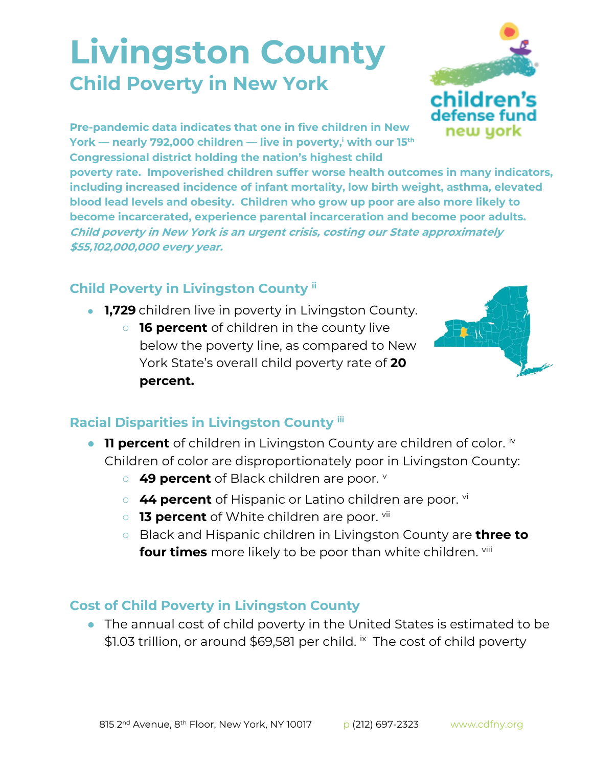# Livingston County

## Child Poverty in New York

**Pre-pandemic data indicates that one in five children in New York — nearly 792,000 children — live in poverty,[i] with our 15th Congressional district holding the nation's highest child poverty rate. Impoverished children suffer worse health outcomes in many indicators, including increased incidence of infant mortality, low birth weight, asthma, elevated blood lead levels and obesity. Children who grow up poor are also more likely to become incarcerated, experience parental incarceration and become poor adults. *Child poverty in New York is an urgent crisis, costing our State approximately $55,102,000,000 every year.***

### Child Poverty in Livingston County [ii]

- **1,729** children live in poverty in Livingston County.
  - **16 percent** of children in the county live below the poverty line, as compared to New York State's overall child poverty rate of **20 percent.**

### Racial Disparities in Livingston County [iii]

- **11 percent** of children in Livingston County are children of color. [iv] Children of color are disproportionately poor in Livingston County:
  - **49 percent** of Black children are poor. [v]
  - **44 percent** of Hispanic or Latino children are poor. [vi]
  - **13 percent** of White children are poor. [vii]
  - Black and Hispanic children in Livingston County are **three to four times** more likely to be poor than white children. [viii]

### Cost of Child Poverty in Livingston County

- The annual cost of child poverty in the United States is estimated to be $1.03 trillion, or around $69,581 per child. [ix] The cost of child poverty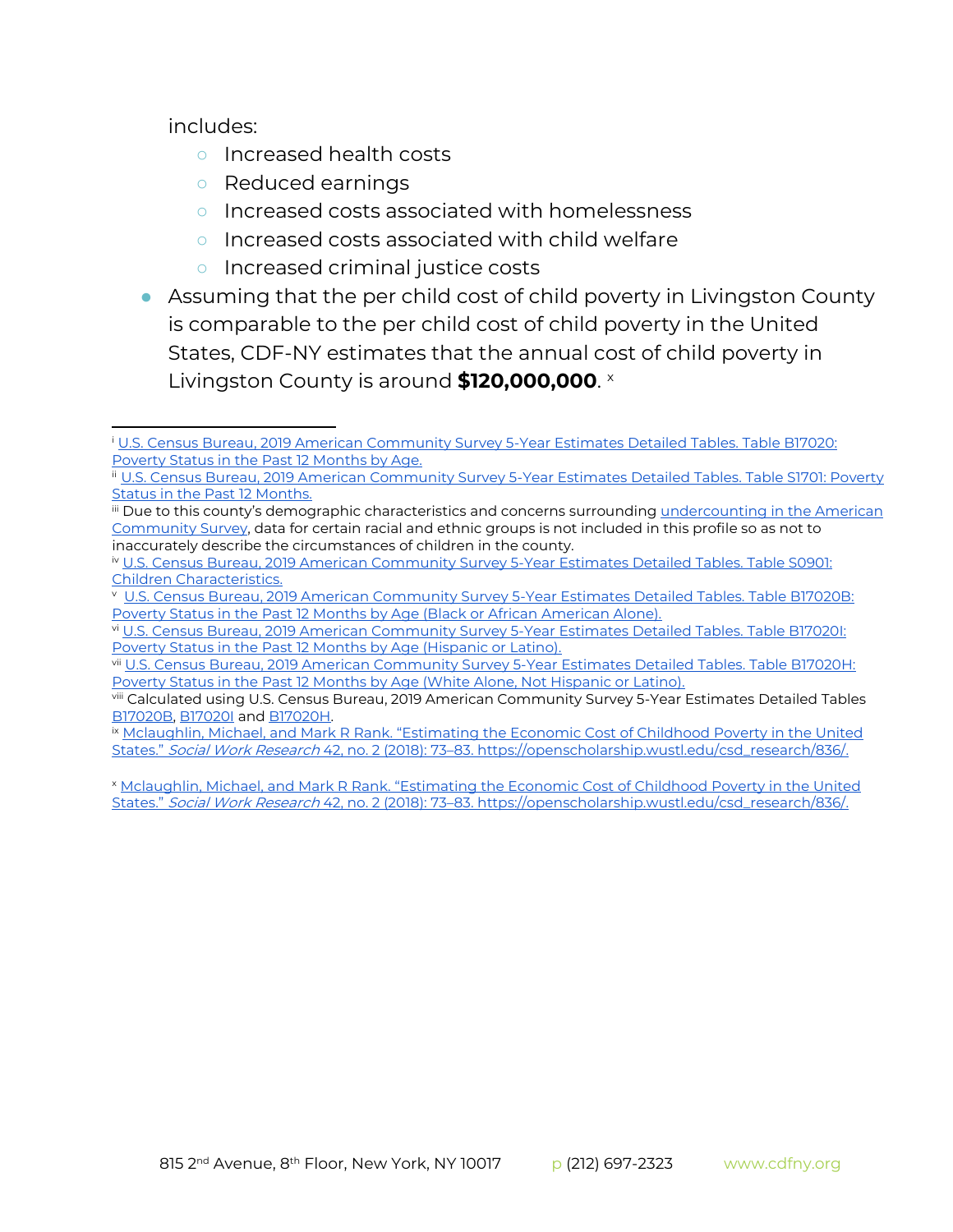includes:

- Increased health costs
- Reduced earnings
- Increased costs associated with homelessness
- Increased costs associated with child welfare
- Increased criminal justice costs

- Assuming that the per child cost of child poverty in Livingston County is comparable to the per child cost of child poverty in the United States, CDF-NY estimates that the annual cost of child poverty in Livingston County is around **$120,000,000**. [x]

---

[i] U.S. Census Bureau, 2019 American Community Survey 5-Year Estimates Detailed Tables. Table B17020: Poverty Status in the Past 12 Months by Age.

[ii] U.S. Census Bureau, 2019 American Community Survey 5-Year Estimates Detailed Tables. Table S1701: Poverty Status in the Past 12 Months.

[iii] Due to this county's demographic characteristics and concerns surrounding undercounting in the American Community Survey, data for certain racial and ethnic groups is not included in this profile so as not to inaccurately describe the circumstances of children in the county.

[iv] U.S. Census Bureau, 2019 American Community Survey 5-Year Estimates Detailed Tables. Table S0901: Children Characteristics.

[v] U.S. Census Bureau, 2019 American Community Survey 5-Year Estimates Detailed Tables. Table B17020B: Poverty Status in the Past 12 Months by Age (Black or African American Alone).

[vi] U.S. Census Bureau, 2019 American Community Survey 5-Year Estimates Detailed Tables. Table B17020I: Poverty Status in the Past 12 Months by Age (Hispanic or Latino).

[vii] U.S. Census Bureau, 2019 American Community Survey 5-Year Estimates Detailed Tables. Table B17020H: Poverty Status in the Past 12 Months by Age (White Alone, Not Hispanic or Latino).

[viii] Calculated using U.S. Census Bureau, 2019 American Community Survey 5-Year Estimates Detailed Tables B17020B, B17020I and B17020H.

[ix] Mclaughlin, Michael, and Mark R Rank. "Estimating the Economic Cost of Childhood Poverty in the United States." *Social Work Research* 42, no. 2 (2018): 73–83. https://openscholarship.wustl.edu/csd_research/836/.

[x] Mclaughlin, Michael, and Mark R Rank. "Estimating the Economic Cost of Childhood Poverty in the United States." *Social Work Research* 42, no. 2 (2018): 73–83. https://openscholarship.wustl.edu/csd_research/836/.